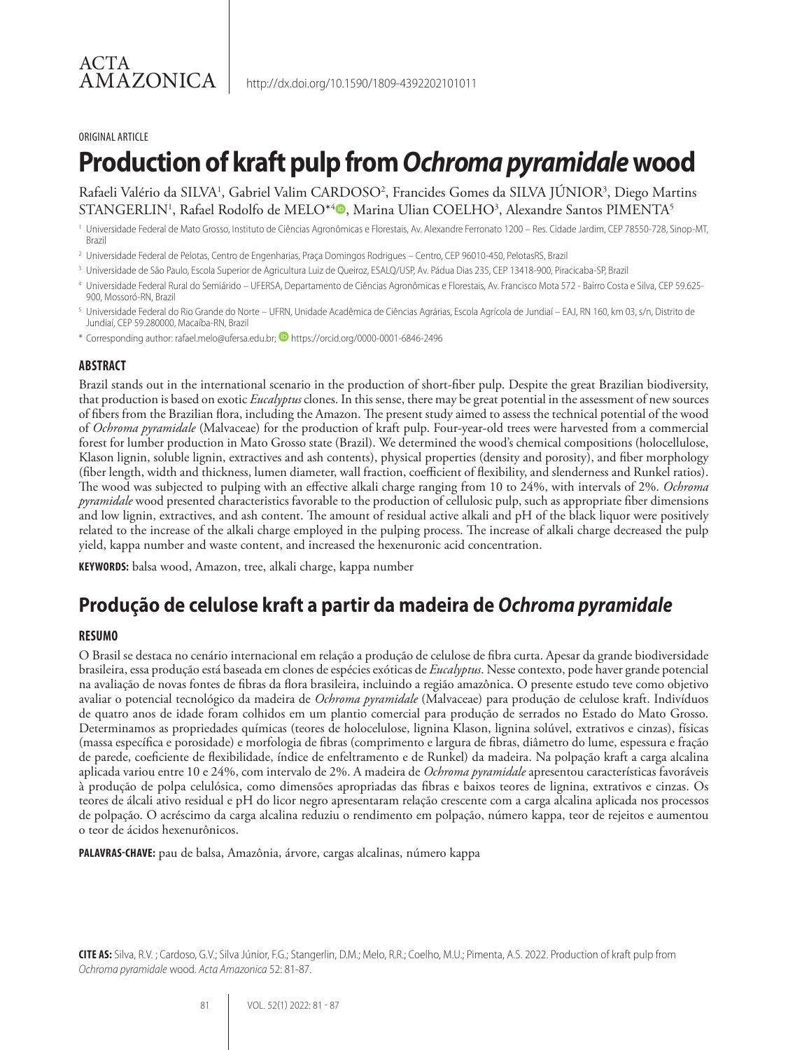ACTA AMAZONICA

http://dx.doi.org/10.1590/1809-4392202101011

ORIGINAL ARTICLE

# Production of kraft pulp from *Ochroma pyramidale* wood

Rafaeli Valério da SILVA[1], Gabriel Valim CARDOSO[2], Francides Gomes da SILVA JÚNIOR[3], Diego Martins STANGERLIN[1], Rafael Rodolfo de MELO*[4], Marina Ulian COELHO[3], Alexandre Santos PIMENTA[5]

[1] Universidade Federal de Mato Grosso, Instituto de Ciências Agronômicas e Florestais, Av. Alexandre Ferronato 1200 – Res. Cidade Jardim, CEP 78550-728, Sinop-MT, Brazil

[2] Universidade Federal de Pelotas, Centro de Engenharias, Praça Domingos Rodrigues – Centro, CEP 96010-450, PelotasRS, Brazil

[3] Universidade de São Paulo, Escola Superior de Agricultura Luiz de Queiroz, ESALQ/USP, Av. Pádua Dias 235, CEP 13418-900, Piracicaba-SP, Brazil

[4] Universidade Federal Rural do Semiárido – UFERSA, Departamento de Ciências Agronômicas e Florestais, Av. Francisco Mota 572 - Bairro Costa e Silva, CEP 59.625-900, Mossoró-RN, Brazil

[5] Universidade Federal do Rio Grande do Norte – UFRN, Unidade Acadêmica de Ciências Agrárias, Escola Agrícola de Jundiaí – EAJ, RN 160, km 03, s/n, Distrito de Jundiaí, CEP 59.280000, Macaíba-RN, Brazil

\* Corresponding author: rafael.melo@ufersa.edu.br; https://orcid.org/0000-0001-6846-2496

## ABSTRACT

Brazil stands out in the international scenario in the production of short-fiber pulp. Despite the great Brazilian biodiversity, that production is based on exotic *Eucalyptus* clones. In this sense, there may be great potential in the assessment of new sources of fibers from the Brazilian flora, including the Amazon. The present study aimed to assess the technical potential of the wood of *Ochroma pyramidale* (Malvaceae) for the production of kraft pulp. Four-year-old trees were harvested from a commercial forest for lumber production in Mato Grosso state (Brazil). We determined the wood's chemical compositions (holocellulose, Klason lignin, soluble lignin, extractives and ash contents), physical properties (density and porosity), and fiber morphology (fiber length, width and thickness, lumen diameter, wall fraction, coefficient of flexibility, and slenderness and Runkel ratios). The wood was subjected to pulping with an effective alkali charge ranging from 10 to 24%, with intervals of 2%. *Ochroma pyramidale* wood presented characteristics favorable to the production of cellulosic pulp, such as appropriate fiber dimensions and low lignin, extractives, and ash content. The amount of residual active alkali and pH of the black liquor were positively related to the increase of the alkali charge employed in the pulping process. The increase of alkali charge decreased the pulp yield, kappa number and waste content, and increased the hexenuronic acid concentration.

**KEYWORDS:** balsa wood, Amazon, tree, alkali charge, kappa number

# Produção de celulose kraft a partir da madeira de *Ochroma pyramidale*

## RESUMO

O Brasil se destaca no cenário internacional em relação a produção de celulose de fibra curta. Apesar da grande biodiversidade brasileira, essa produção está baseada em clones de espécies exóticas de *Eucalyptus*. Nesse contexto, pode haver grande potencial na avaliação de novas fontes de fibras da flora brasileira, incluindo a região amazônica. O presente estudo teve como objetivo avaliar o potencial tecnológico da madeira de *Ochroma pyramidale* (Malvaceae) para produção de celulose kraft. Indivíduos de quatro anos de idade foram colhidos em um plantio comercial para produção de serrados no Estado do Mato Grosso. Determinamos as propriedades químicas (teores de holocelulose, lignina Klason, lignina solúvel, extrativos e cinzas), físicas (massa específica e porosidade) e morfologia de fibras (comprimento e largura de fibras, diâmetro do lume, espessura e fração de parede, coeficiente de flexibilidade, índice de enfeltramento e de Runkel) da madeira. Na polpação kraft a carga alcalina aplicada variou entre 10 e 24%, com intervalo de 2%. A madeira de *Ochroma pyramidale* apresentou características favoráveis à produção de polpa celulósica, como dimensões apropriadas das fibras e baixos teores de lignina, extrativos e cinzas. Os teores de álcali ativo residual e pH do licor negro apresentaram relação crescente com a carga alcalina aplicada nos processos de polpação. O acréscimo da carga alcalina reduziu o rendimento em polpação, número kappa, teor de rejeitos e aumentou o teor de ácidos hexenurônicos.

**PALAVRAS-CHAVE:** pau de balsa, Amazônia, árvore, cargas alcalinas, número kappa

**CITE AS:** Silva, R.V. ; Cardoso, G.V.; Silva Júnior, F.G.; Stangerlin, D.M.; Melo, R.R.; Coelho, M.U.; Pimenta, A.S. 2022. Production of kraft pulp from *Ochroma pyramidale* wood. *Acta Amazonica* 52: 81-87.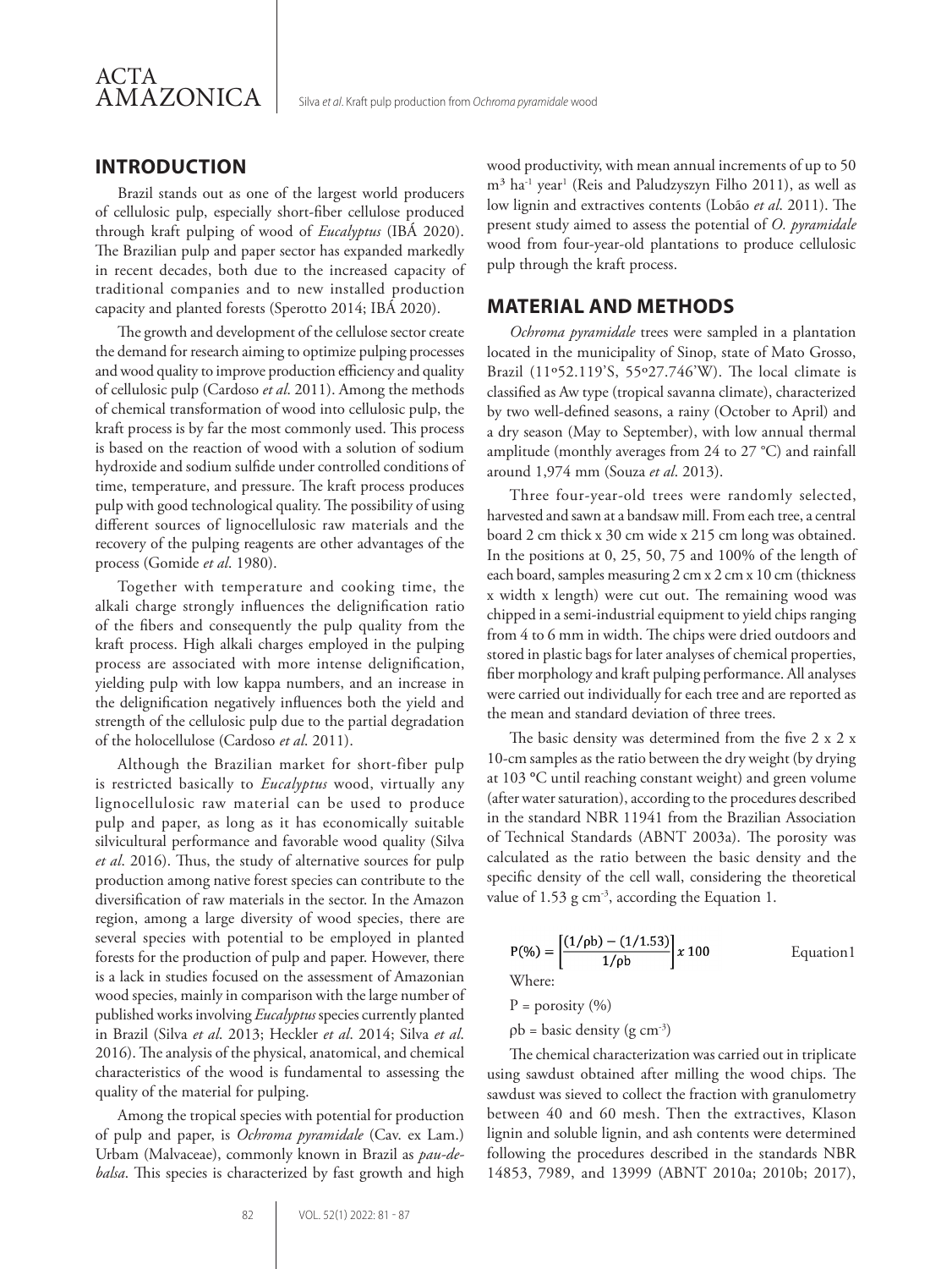## INTRODUCTION

Brazil stands out as one of the largest world producers of cellulosic pulp, especially short-fiber cellulose produced through kraft pulping of wood of *Eucalyptus* (IBÁ 2020). The Brazilian pulp and paper sector has expanded markedly in recent decades, both due to the increased capacity of traditional companies and to new installed production capacity and planted forests (Sperotto 2014; IBÁ 2020).

The growth and development of the cellulose sector create the demand for research aiming to optimize pulping processes and wood quality to improve production efficiency and quality of cellulosic pulp (Cardoso *et al*. 2011). Among the methods of chemical transformation of wood into cellulosic pulp, the kraft process is by far the most commonly used. This process is based on the reaction of wood with a solution of sodium hydroxide and sodium sulfide under controlled conditions of time, temperature, and pressure. The kraft process produces pulp with good technological quality. The possibility of using different sources of lignocellulosic raw materials and the recovery of the pulping reagents are other advantages of the process (Gomide *et al*. 1980).

Together with temperature and cooking time, the alkali charge strongly influences the delignification ratio of the fibers and consequently the pulp quality from the kraft process. High alkali charges employed in the pulping process are associated with more intense delignification, yielding pulp with low kappa numbers, and an increase in the delignification negatively influences both the yield and strength of the cellulosic pulp due to the partial degradation of the holocellulose (Cardoso *et al*. 2011).

Although the Brazilian market for short-fiber pulp is restricted basically to *Eucalyptus* wood, virtually any lignocellulosic raw material can be used to produce pulp and paper, as long as it has economically suitable silvicultural performance and favorable wood quality (Silva *et al*. 2016). Thus, the study of alternative sources for pulp production among native forest species can contribute to the diversification of raw materials in the sector. In the Amazon region, among a large diversity of wood species, there are several species with potential to be employed in planted forests for the production of pulp and paper. However, there is a lack in studies focused on the assessment of Amazonian wood species, mainly in comparison with the large number of published works involving *Eucalyptus* species currently planted in Brazil (Silva *et al*. 2013; Heckler *et al*. 2014; Silva *et al*. 2016). The analysis of the physical, anatomical, and chemical characteristics of the wood is fundamental to assessing the quality of the material for pulping.

Among the tropical species with potential for production of pulp and paper, is *Ochroma pyramidale* (Cav. ex Lam.) Urbam (Malvaceae), commonly known in Brazil as *pau-de-balsa*. This species is characterized by fast growth and high wood productivity, with mean annual increments of up to 50 $m^3$ $ha^{-1}$ $year^{1}$ (Reis and Paludzyszyn Filho 2011), as well as low lignin and extractives contents (Lobão *et al*. 2011). The present study aimed to assess the potential of *O. pyramidale* wood from four-year-old plantations to produce cellulosic pulp through the kraft process.

## MATERIAL AND METHODS

*Ochroma pyramidale* trees were sampled in a plantation located in the municipality of Sinop, state of Mato Grosso, Brazil (11º52.119'S, 55º27.746'W). The local climate is classified as Aw type (tropical savanna climate), characterized by two well-defined seasons, a rainy (October to April) and a dry season (May to September), with low annual thermal amplitude (monthly averages from 24 to 27 °C) and rainfall around 1,974 mm (Souza *et al*. 2013).

Three four-year-old trees were randomly selected, harvested and sawn at a bandsaw mill. From each tree, a central board 2 cm thick x 30 cm wide x 215 cm long was obtained. In the positions at 0, 25, 50, 75 and 100% of the length of each board, samples measuring 2 cm x 2 cm x 10 cm (thickness x width x length) were cut out. The remaining wood was chipped in a semi-industrial equipment to yield chips ranging from 4 to 6 mm in width. The chips were dried outdoors and stored in plastic bags for later analyses of chemical properties, fiber morphology and kraft pulping performance. All analyses were carried out individually for each tree and are reported as the mean and standard deviation of three trees.

The basic density was determined from the five 2 x 2 x 10-cm samples as the ratio between the dry weight (by drying at 103 °C until reaching constant weight) and green volume (after water saturation), according to the procedures described in the standard NBR 11941 from the Brazilian Association of Technical Standards (ABNT 2003a). The porosity was calculated as the ratio between the basic density and the specific density of the cell wall, considering the theoretical value of 1.53 g $cm^{-3}$, according the Equation 1.

$$P(\%) = \left[\frac{(1/\rho b) - (1/1.53)}{1/\rho b}\right] x\,100 \qquad \text{Equation1}$$

Where:

P = porosity (%)

$\rho b$ = basic density (g $cm^{-3}$)

The chemical characterization was carried out in triplicate using sawdust obtained after milling the wood chips. The sawdust was sieved to collect the fraction with granulometry between 40 and 60 mesh. Then the extractives, Klason lignin and soluble lignin, and ash contents were determined following the procedures described in the standards NBR 14853, 7989, and 13999 (ABNT 2010a; 2010b; 2017),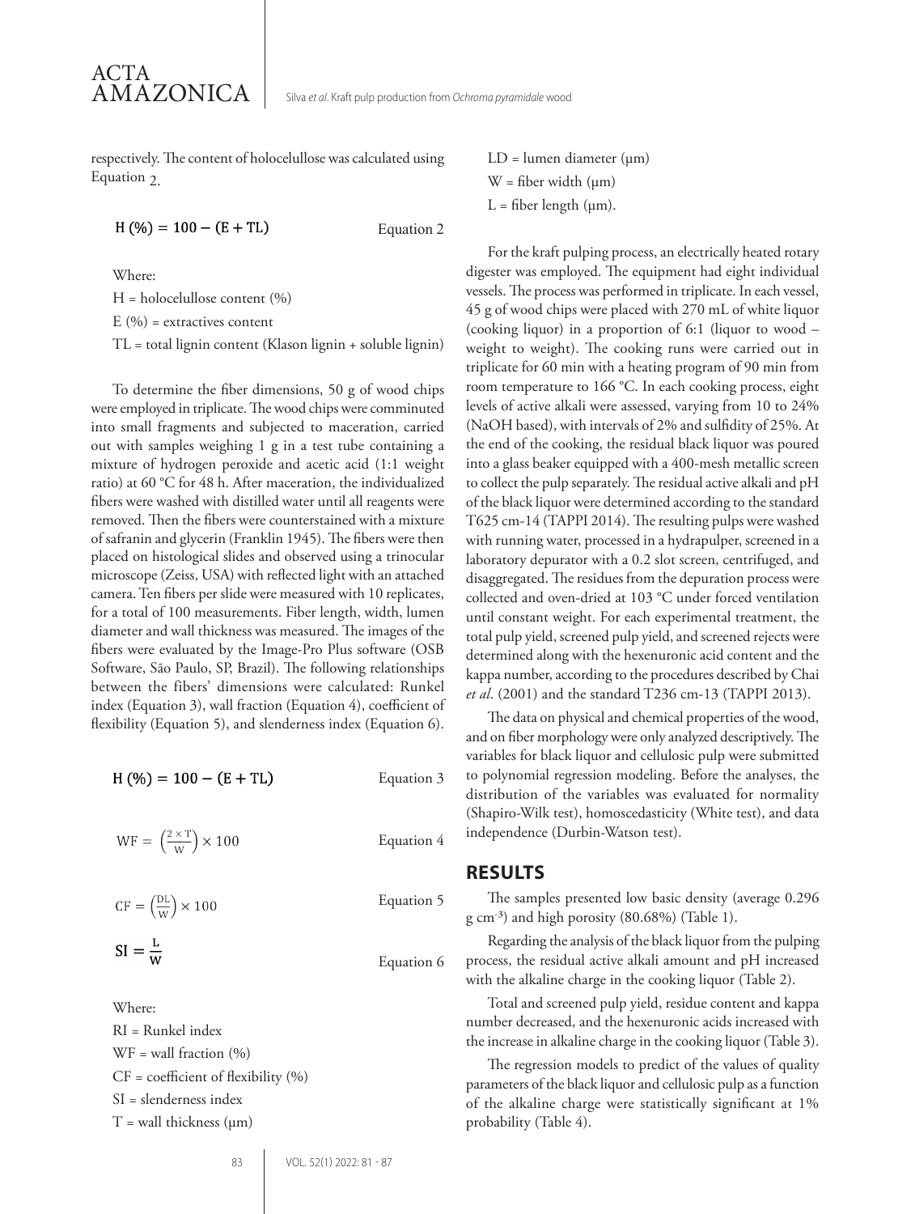respectively. The content of holocelullose was calculated using Equation 2.

$$H\ (\%) = 100 - (E + TL) \qquad \text{Equation 2}$$

Where:

H = holocelullose content (%)

E (%) = extractives content

TL = total lignin content (Klason lignin + soluble lignin)

To determine the fiber dimensions, 50 g of wood chips were employed in triplicate. The wood chips were comminuted into small fragments and subjected to maceration, carried out with samples weighing 1 g in a test tube containing a mixture of hydrogen peroxide and acetic acid (1:1 weight ratio) at 60 °C for 48 h. After maceration, the individualized fibers were washed with distilled water until all reagents were removed. Then the fibers were counterstained with a mixture of safranin and glycerin (Franklin 1945). The fibers were then placed on histological slides and observed using a trinocular microscope (Zeiss, USA) with reflected light with an attached camera. Ten fibers per slide were measured with 10 replicates, for a total of 100 measurements. Fiber length, width, lumen diameter and wall thickness was measured. The images of the fibers were evaluated by the Image-Pro Plus software (OSB Software, São Paulo, SP, Brazil). The following relationships between the fibers' dimensions were calculated: Runkel index (Equation 3), wall fraction (Equation 4), coefficient of flexibility (Equation 5), and slenderness index (Equation 6).

$$H\ (\%) = 100 - (E + TL) \qquad \text{Equation 3}$$

$$WF = \left(\frac{2 \times T}{W}\right) \times 100 \qquad \text{Equation 4}$$

$$CF = \left(\frac{DL}{W}\right) \times 100 \qquad \text{Equation 5}$$

$$SI = \frac{L}{W} \qquad \text{Equation 6}$$

Where:

RI = Runkel index

WF = wall fraction (%)

CF = coefficient of flexibility (%)

SI = slenderness index

T = wall thickness (μm)

LD = lumen diameter (μm)

W = fiber width (μm)

L = fiber length (μm).

For the kraft pulping process, an electrically heated rotary digester was employed. The equipment had eight individual vessels. The process was performed in triplicate. In each vessel, 45 g of wood chips were placed with 270 mL of white liquor (cooking liquor) in a proportion of 6:1 (liquor to wood – weight to weight). The cooking runs were carried out in triplicate for 60 min with a heating program of 90 min from room temperature to 166 °C. In each cooking process, eight levels of active alkali were assessed, varying from 10 to 24% (NaOH based), with intervals of 2% and sulfidity of 25%. At the end of the cooking, the residual black liquor was poured into a glass beaker equipped with a 400-mesh metallic screen to collect the pulp separately. The residual active alkali and pH of the black liquor were determined according to the standard T625 cm-14 (TAPPI 2014). The resulting pulps were washed with running water, processed in a hydrapulper, screened in a laboratory depurator with a 0.2 slot screen, centrifuged, and disaggregated. The residues from the depuration process were collected and oven-dried at 103 °C under forced ventilation until constant weight. For each experimental treatment, the total pulp yield, screened pulp yield, and screened rejects were determined along with the hexenuronic acid content and the kappa number, according to the procedures described by Chai *et al*. (2001) and the standard T236 cm-13 (TAPPI 2013).

The data on physical and chemical properties of the wood, and on fiber morphology were only analyzed descriptively. The variables for black liquor and cellulosic pulp were submitted to polynomial regression modeling. Before the analyses, the distribution of the variables was evaluated for normality (Shapiro-Wilk test), homoscedasticity (White test), and data independence (Durbin-Watson test).

## RESULTS

The samples presented low basic density (average 0.296 g $cm^{-3}$) and high porosity (80.68%) (Table 1).

Regarding the analysis of the black liquor from the pulping process, the residual active alkali amount and pH increased with the alkaline charge in the cooking liquor (Table 2).

Total and screened pulp yield, residue content and kappa number decreased, and the hexenuronic acids increased with the increase in alkaline charge in the cooking liquor (Table 3).

The regression models to predict of the values of quality parameters of the black liquor and cellulosic pulp as a function of the alkaline charge were statistically significant at 1% probability (Table 4).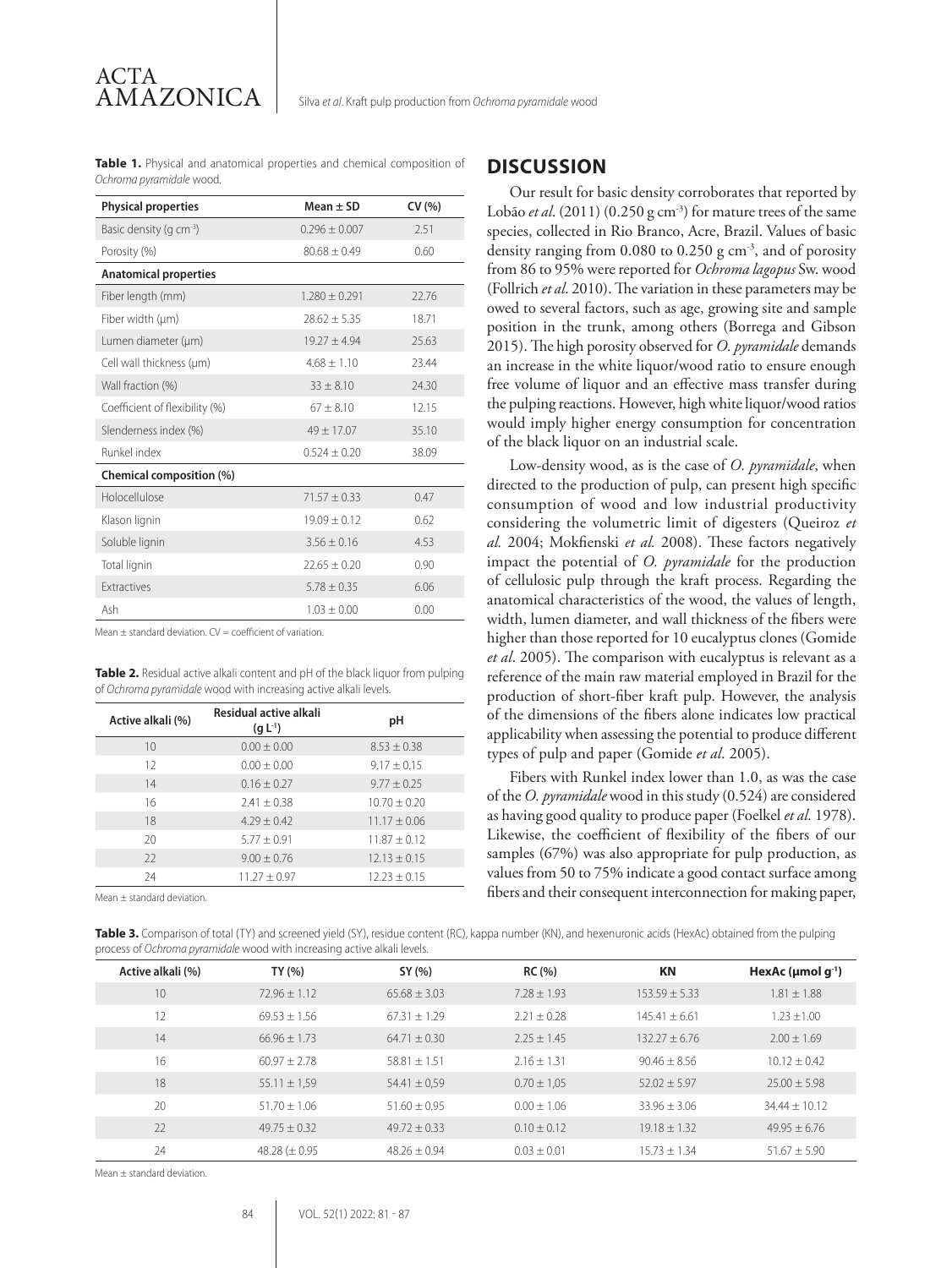**Table 1.** Physical and anatomical properties and chemical composition of *Ochroma pyramidale* wood.

| Physical properties | Mean ± SD | CV (%) |
|---|---|---|
| Basic density (g cm$^{-3}$) | 0.296 ± 0.007 | 2.51 |
| Porosity (%) | 80.68 ± 0.49 | 0.60 |
| **Anatomical properties** | | |
| Fiber length (mm) | 1.280 ± 0.291 | 22.76 |
| Fiber width (μm) | 28.62 ± 5.35 | 18.71 |
| Lumen diameter (μm) | 19.27 ± 4.94 | 25.63 |
| Cell wall thickness (μm) | 4.68 ± 1.10 | 23.44 |
| Wall fraction (%) | 33 ± 8.10 | 24.30 |
| Coefficient of flexibility (%) | 67 ± 8.10 | 12.15 |
| Slenderness index (%) | 49 ± 17.07 | 35.10 |
| Runkel index | 0.524 ± 0.20 | 38.09 |
| **Chemical composition (%)** | | |
| Holocellulose | 71.57 ± 0.33 | 0.47 |
| Klason lignin | 19.09 ± 0.12 | 0.62 |
| Soluble lignin | 3.56 ± 0.16 | 4.53 |
| Total lignin | 22.65 ± 0.20 | 0.90 |
| Extractives | 5.78 ± 0.35 | 6.06 |
| Ash | 1.03 ± 0.00 | 0.00 |

Mean ± standard deviation. CV = coefficient of variation.

**Table 2.** Residual active alkali content and pH of the black liquor from pulping of *Ochroma pyramidale* wood with increasing active alkali levels.

| Active alkali (%) | Residual active alkali (g L$^{-1}$) | pH |
|---|---|---|
| 10 | 0.00 ± 0.00 | 8.53 ± 0.38 |
| 12 | 0.00 ± 0.00 | 9.17 ± 0.15 |
| 14 | 0.16 ± 0.27 | 9.77 ± 0.25 |
| 16 | 2.41 ± 0.38 | 10.70 ± 0.20 |
| 18 | 4.29 ± 0.42 | 11.17 ± 0.06 |
| 20 | 5.77 ± 0.91 | 11.87 ± 0.12 |
| 22 | 9.00 ± 0.76 | 12.13 ± 0.15 |
| 24 | 11.27 ± 0.97 | 12.23 ± 0.15 |

Mean ± standard deviation.

## DISCUSSION

Our result for basic density corroborates that reported by Lobão *et al*. (2011) (0.250 g cm$^{-3}$) for mature trees of the same species, collected in Rio Branco, Acre, Brazil. Values of basic density ranging from 0.080 to 0.250 g cm$^{-3}$, and of porosity from 86 to 95% were reported for *Ochroma lagopus* Sw. wood (Follrich *et al*. 2010). The variation in these parameters may be owed to several factors, such as age, growing site and sample position in the trunk, among others (Borrega and Gibson 2015). The high porosity observed for *O. pyramidale* demands an increase in the white liquor/wood ratio to ensure enough free volume of liquor and an effective mass transfer during the pulping reactions. However, high white liquor/wood ratios would imply higher energy consumption for concentration of the black liquor on an industrial scale.

Low-density wood, as is the case of *O. pyramidale*, when directed to the production of pulp, can present high specific consumption of wood and low industrial productivity considering the volumetric limit of digesters (Queiroz *et al.* 2004; Mokfienski *et al.* 2008). These factors negatively impact the potential of *O. pyramidale* for the production of cellulosic pulp through the kraft process. Regarding the anatomical characteristics of the wood, the values of length, width, lumen diameter, and wall thickness of the fibers were higher than those reported for 10 eucalyptus clones (Gomide *et al*. 2005). The comparison with eucalyptus is relevant as a reference of the main raw material employed in Brazil for the production of short-fiber kraft pulp. However, the analysis of the dimensions of the fibers alone indicates low practical applicability when assessing the potential to produce different types of pulp and paper (Gomide *et al*. 2005).

Fibers with Runkel index lower than 1.0, as was the case of the *O. pyramidale* wood in this study (0.524) are considered as having good quality to produce paper (Foelkel *et al.* 1978). Likewise, the coefficient of flexibility of the fibers of our samples (67%) was also appropriate for pulp production, as values from 50 to 75% indicate a good contact surface among fibers and their consequent interconnection for making paper,

**Table 3.** Comparison of total (TY) and screened yield (SY), residue content (RC), kappa number (KN), and hexenuronic acids (HexAc) obtained from the pulping process of *Ochroma pyramidale* wood with increasing active alkali levels.

| Active alkali (%) | TY (%) | SY (%) | RC (%) | KN | HexAc (μmol g$^{-1}$) |
|---|---|---|---|---|---|
| 10 | 72.96 ± 1.12 | 65.68 ± 3.03 | 7.28 ± 1.93 | 153.59 ± 5.33 | 1.81 ± 1.88 |
| 12 | 69.53 ± 1.56 | 67.31 ± 1.29 | 2.21 ± 0.28 | 145.41 ± 6.61 | 1.23 ±1.00 |
| 14 | 66.96 ± 1.73 | 64.71 ± 0.30 | 2.25 ± 1.45 | 132.27 ± 6.76 | 2.00 ± 1.69 |
| 16 | 60.97 ± 2.78 | 58.81 ± 1.51 | 2.16 ± 1.31 | 90.46 ± 8.56 | 10.12 ± 0.42 |
| 18 | 55.11 ± 1,59 | 54.41 ± 0,59 | 0.70 ± 1,05 | 52.02 ± 5.97 | 25.00 ± 5.98 |
| 20 | 51.70 ± 1.06 | 51.60 ± 0.95 | 0.00 ± 1.06 | 33.96 ± 3.06 | 34.44 ± 10.12 |
| 22 | 49.75 ± 0.32 | 49.72 ± 0.33 | 0.10 ± 0.12 | 19.18 ± 1.32 | 49.95 ± 6.76 |
| 24 | 48.28 (± 0.95 | 48.26 ± 0.94 | 0.03 ± 0.01 | 15.73 ± 1.34 | 51.67 ± 5.90 |

Mean ± standard deviation.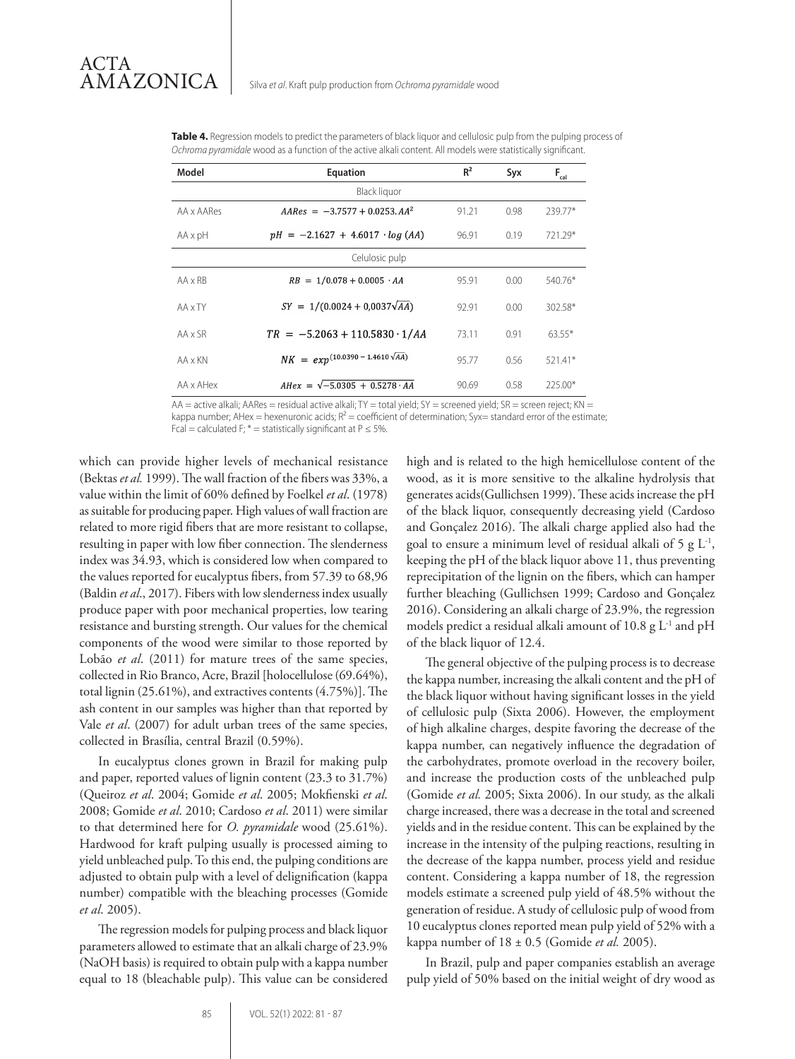**Table 4.** Regression models to predict the parameters of black liquor and cellulosic pulp from the pulping process of *Ochroma pyramidale* wood as a function of the active alkali content. All models were statistically significant.

| Model | Equation | $R^2$ | Syx | $F_{cal}$ |
|---|---|---|---|---|
| | Black liquor | | | |
| AA x AARes | $AARes = -3.7577 + 0.0253.AA^2$ | 91.21 | 0.98 | 239.77* |
| AA x pH | $pH = -2.1627 + 4.6017 \cdot log\,(AA)$ | 96.91 | 0.19 | 721.29* |
| | Celulosic pulp | | | |
| AA x RB | $RB = 1/0.078 + 0.0005 \cdot AA$ | 95.91 | 0.00 | 540.76* |
| AA x TY | $SY = 1/(0.0024 + 0{,}0037\sqrt{AA})$ | 92.91 | 0.00 | 302.58* |
| AA x SR | $TR = -5.2063 + 110.5830 \cdot 1/AA$ | 73.11 | 0.91 | 63.55* |
| AA x KN | $NK = exp^{(10.0390 - 1.4610\sqrt{AA})}$ | 95.77 | 0.56 | 521.41* |
| AA x AHex | $AHex = \sqrt{-5.0305 + 0.5278 \cdot AA}$ | 90.69 | 0.58 | 225.00* |

AA = active alkali; AARes = residual active alkali; TY = total yield; SY = screened yield; SR = screen reject; KN = kappa number; AHex = hexenuronic acids; $R^2$ = coefficient of determination; Syx= standard error of the estimate; Fcal = calculated F; * = statistically significant at P ≤ 5%.

which can provide higher levels of mechanical resistance (Bektas *et al.* 1999). The wall fraction of the fibers was 33%, a value within the limit of 60% defined by Foelkel *et al*. (1978) as suitable for producing paper. High values of wall fraction are related to more rigid fibers that are more resistant to collapse, resulting in paper with low fiber connection. The slenderness index was 34.93, which is considered low when compared to the values reported for eucalyptus fibers, from 57.39 to 68,96 (Baldin *et al*., 2017). Fibers with low slenderness index usually produce paper with poor mechanical properties, low tearing resistance and bursting strength. Our values for the chemical components of the wood were similar to those reported by Lobão *et al*. (2011) for mature trees of the same species, collected in Rio Branco, Acre, Brazil [holocellulose (69.64%), total lignin (25.61%), and extractives contents (4.75%)]. The ash content in our samples was higher than that reported by Vale *et al*. (2007) for adult urban trees of the same species, collected in Brasília, central Brazil (0.59%).

In eucalyptus clones grown in Brazil for making pulp and paper, reported values of lignin content (23.3 to 31.7%) (Queiroz *et al*. 2004; Gomide *et al*. 2005; Mokfienski *et al*. 2008; Gomide *et al*. 2010; Cardoso *et al*. 2011) were similar to that determined here for *O. pyramidale* wood (25.61%). Hardwood for kraft pulping usually is processed aiming to yield unbleached pulp. To this end, the pulping conditions are adjusted to obtain pulp with a level of delignification (kappa number) compatible with the bleaching processes (Gomide *et al*. 2005).

The regression models for pulping process and black liquor parameters allowed to estimate that an alkali charge of 23.9% (NaOH basis) is required to obtain pulp with a kappa number equal to 18 (bleachable pulp). This value can be considered high and is related to the high hemicellulose content of the wood, as it is more sensitive to the alkaline hydrolysis that generates acids(Gullichsen 1999). These acids increase the pH of the black liquor, consequently decreasing yield (Cardoso and Gonçalez 2016). The alkali charge applied also had the goal to ensure a minimum level of residual alkali of 5 g $L^{-1}$, keeping the pH of the black liquor above 11, thus preventing reprecipitation of the lignin on the fibers, which can hamper further bleaching (Gullichsen 1999; Cardoso and Gonçalez 2016). Considering an alkali charge of 23.9%, the regression models predict a residual alkali amount of 10.8 g $L^{-1}$ and pH of the black liquor of 12.4.

The general objective of the pulping process is to decrease the kappa number, increasing the alkali content and the pH of the black liquor without having significant losses in the yield of cellulosic pulp (Sixta 2006). However, the employment of high alkaline charges, despite favoring the decrease of the kappa number, can negatively influence the degradation of the carbohydrates, promote overload in the recovery boiler, and increase the production costs of the unbleached pulp (Gomide *et al.* 2005; Sixta 2006). In our study, as the alkali charge increased, there was a decrease in the total and screened yields and in the residue content. This can be explained by the increase in the intensity of the pulping reactions, resulting in the decrease of the kappa number, process yield and residue content. Considering a kappa number of 18, the regression models estimate a screened pulp yield of 48.5% without the generation of residue. A study of cellulosic pulp of wood from 10 eucalyptus clones reported mean pulp yield of 52% with a kappa number of 18 ± 0.5 (Gomide *et al.* 2005).

In Brazil, pulp and paper companies establish an average pulp yield of 50% based on the initial weight of dry wood as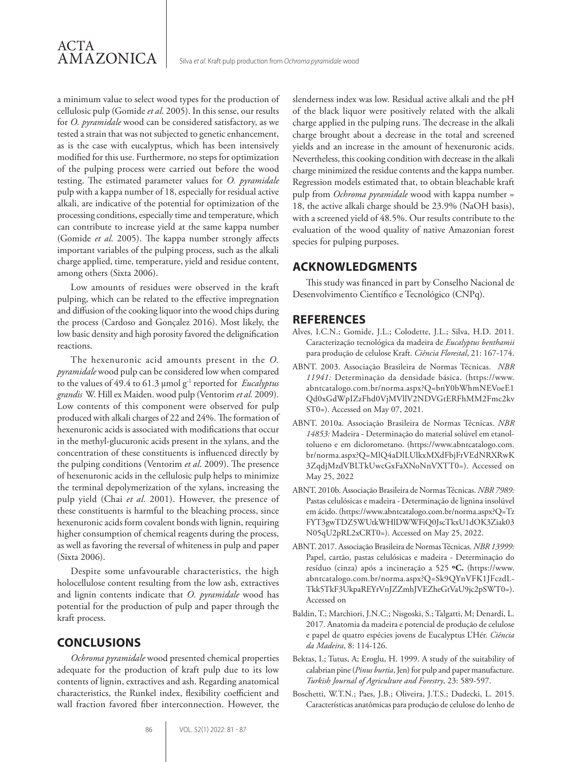a minimum value to select wood types for the production of cellulosic pulp (Gomide *et al*. 2005). In this sense, our results for *O. pyramidale* wood can be considered satisfactory, as we tested a strain that was not subjected to genetic enhancement, as is the case with eucalyptus, which has been intensively modified for this use. Furthermore, no steps for optimization of the pulping process were carried out before the wood testing. The estimated parameter values for *O. pyramidale* pulp with a kappa number of 18, especially for residual active alkali, are indicative of the potential for optimization of the processing conditions, especially time and temperature, which can contribute to increase yield at the same kappa number (Gomide *et al.* 2005). The kappa number strongly affects important variables of the pulping process, such as the alkali charge applied, time, temperature, yield and residue content, among others (Sixta 2006).

Low amounts of residues were observed in the kraft pulping, which can be related to the effective impregnation and diffusion of the cooking liquor into the wood chips during the process (Cardoso and Gonçalez 2016). Most likely, the low basic density and high porosity favored the delignification reactions.

The hexenuronic acid amounts present in the *O. pyramidale* wood pulp can be considered low when compared to the values of 49.4 to 61.3 μmol $g^{-1}$ reported for *Eucalyptus grandis* W. Hill ex Maiden. wood pulp (Ventorim *et al.* 2009). Low contents of this component were observed for pulp produced with alkali charges of 22 and 24%. The formation of hexenuronic acids is associated with modifications that occur in the methyl-glucuronic acids present in the xylans, and the concentration of these constituents is influenced directly by the pulping conditions (Ventorim *et al*. 2009). The presence of hexenuronic acids in the cellulosic pulp helps to minimize the terminal depolymerization of the xylans, increasing the pulp yield (Chai *et al*. 2001). However, the presence of these constituents is harmful to the bleaching process, since hexenuronic acids form covalent bonds with lignin, requiring higher consumption of chemical reagents during the process, as well as favoring the reversal of whiteness in pulp and paper (Sixta 2006).

Despite some unfavourable characteristics, the high holocellulose content resulting from the low ash, extractives and lignin contents indicate that *O. pyramidale* wood has potential for the production of pulp and paper through the kraft process.

## CONCLUSIONS

*Ochroma pyramidale* wood presented chemical properties adequate for the production of kraft pulp due to its low contents of lignin, extractives and ash. Regarding anatomical characteristics, the Runkel index, flexibility coefficient and wall fraction favored fiber interconnection. However, the slenderness index was low. Residual active alkali and the pH of the black liquor were positively related with the alkali charge applied in the pulping runs. The decrease in the alkali charge brought about a decrease in the total and screened yields and an increase in the amount of hexenuronic acids. Nevertheless, this cooking condition with decrease in the alkali charge minimized the residue contents and the kappa number. Regression models estimated that, to obtain bleachable kraft pulp from *Ochroma pyramidale* wood with kappa number = 18, the active alkali charge should be 23.9% (NaOH basis), with a screened yield of 48.5%. Our results contribute to the evaluation of the wood quality of native Amazonian forest species for pulping purposes.

## ACKNOWLEDGMENTS

This study was financed in part by Conselho Nacional de Desenvolvimento Científico e Tecnológico (CNPq).

## REFERENCES

Alves, I.C.N.; Gomide, J.L.; Colodette, J.L.; Silva, H.D. 2011. Caracterização tecnológica da madeira de *Eucalyptus benthamii* para produção de celulose Kraft. *Ciência Florestal*, 21: 167-174.

ABNT. 2003. Associação Brasileira de Normas Técnicas. *NBR 11941:* Determinação da densidade básica. (https://www.abntcatalogo.com.br/norma.aspx?Q=bnY0bWhmNEVoeE1Qd0xGdWpIZzFhd0VjMVllV2NDVGtERFhMM2Fmc2kvST0=). Accessed on May 07, 2021.

ABNT. 2010a. Associação Brasileira de Normas Técnicas. *NBR 14853:* Madeira - Determinação do material solúvel em etanol-tolueno e em diclorometano. (https://www.abntcatalogo.com.br/norma.aspx?Q=MlQ4aDlLUlkxMXdFbjFrVEdNRXRwK3ZqdjMzdVBLTkUwcGxFaXNoNnVXTT0=). Accessed on May 25, 2022

ABNT. 2010b. Associação Brasileira de Normas Técnicas. *NBR 7989:* Pastas celulósicas e madeira - Determinação de lignina insolúvel em ácido. (https://www.abntcatalogo.com.br/norma.aspx?Q=TzFYT3gwTDZ5WUtkWHlDWWFiQ0JscTkxU1dOK3Ziak03N05qU2pRL2xCRT0=). Accessed on May 25, 2022.

ABNT. 2017. Associação Brasileira de Normas Técnicas. *NBR 13999:* Papel, cartão, pastas celulósicas e madeira - Determinação do resíduo (cinza) após a incineração a 525 **ºC.** (https://www.abntcatalogo.com.br/norma.aspx?Q=Sk9QYnVFK1JFczdLTkk5TkF3UkpaREYrVnJZZmhJVEZheGtVaU9jc2pSWT0=). Accessed on

Baldin, T.; Marchiori, J.N.C.; Nisgoski, S.; Talgatti, M; Denardi, L. 2017. Anatomia da madeira e potencial de produção de celulose e papel de quatro espécies jovens de Eucalyptus L'Hér. *Ciência da Madeira*, 8: 114-126.

Bektas, I.; Tutus, A; Eroglu, H. 1999. A study of the suitability of calabrian pine (*Pinus burtia*, Jen) for pulp and paper manufacture. *Turkish Journal of Agriculture and Forestry*, 23: 589-597.

Boschetti, W.T.N.; Paes, J.B.; Oliveira, J.T.S.; Dudecki, L. 2015. Características anatômicas para produção de celulose do lenho de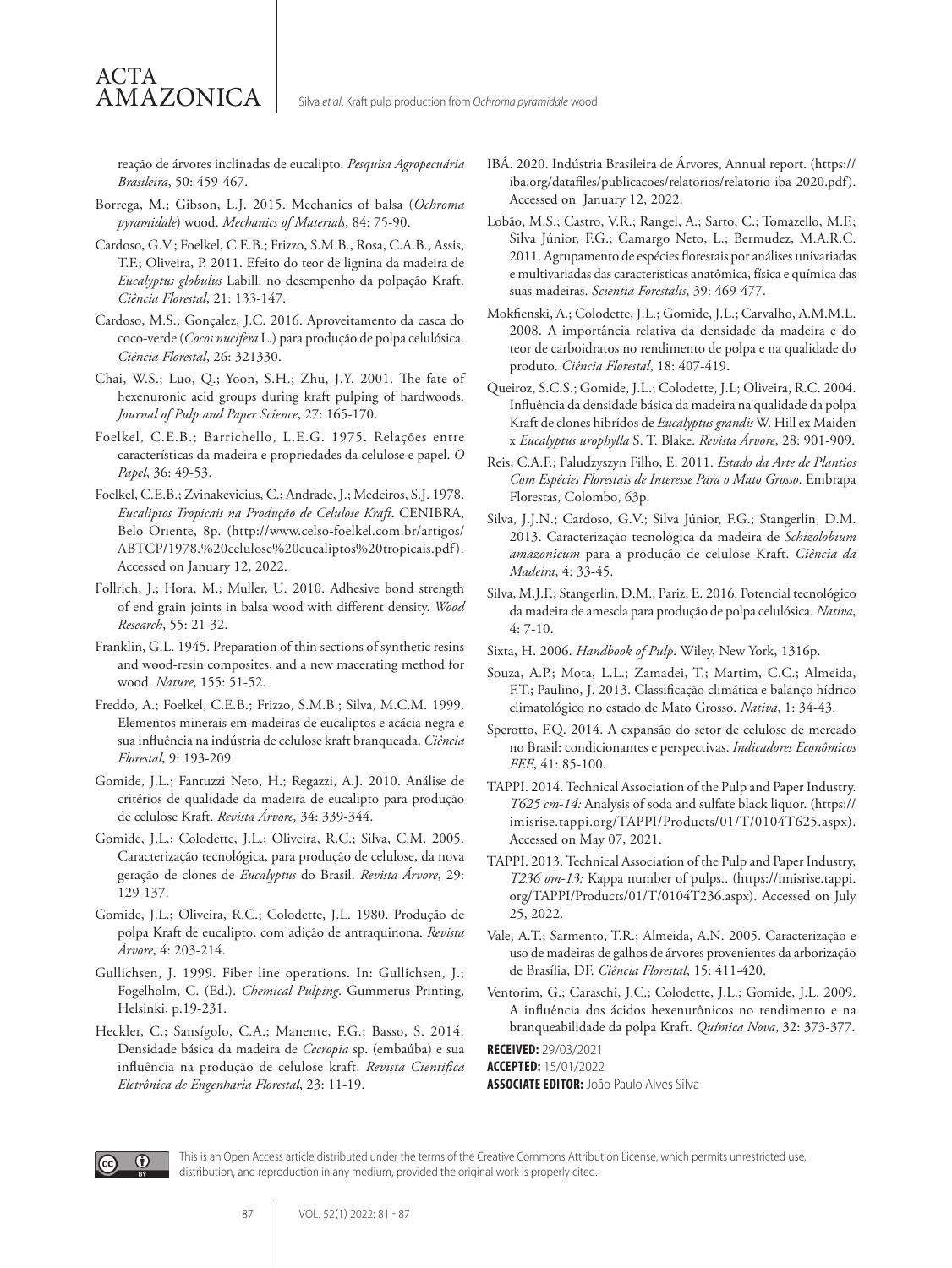reação de árvores inclinadas de eucalipto. *Pesquisa Agropecuária Brasileira*, 50: 459-467.

Borrega, M.; Gibson, L.J. 2015. Mechanics of balsa (*Ochroma pyramidale*) wood. *Mechanics of Materials*, 84: 75-90.

Cardoso, G.V.; Foelkel, C.E.B.; Frizzo, S.M.B., Rosa, C.A.B., Assis, T.F.; Oliveira, P. 2011. Efeito do teor de lignina da madeira de *Eucalyptus globulus* Labill. no desempenho da polpação Kraft. *Ciência Florestal*, 21: 133-147.

Cardoso, M.S.; Gonçalez, J.C. 2016. Aproveitamento da casca do coco-verde (*Cocos nucifera* L.) para produção de polpa celulósica. *Ciência Florestal*, 26: 321330.

Chai, W.S.; Luo, Q.; Yoon, S.H.; Zhu, J.Y. 2001. The fate of hexenuronic acid groups during kraft pulping of hardwoods. *Journal of Pulp and Paper Science*, 27: 165-170.

Foelkel, C.E.B.; Barrichello, L.E.G. 1975. Relações entre características da madeira e propriedades da celulose e papel. *O Papel*, 36: 49-53.

Foelkel, C.E.B.; Zvinakevicius, C.; Andrade, J.; Medeiros, S.J. 1978. *Eucaliptos Tropicais na Produção de Celulose Kraft*. CENIBRA, Belo Oriente, 8p. (http://www.celso-foelkel.com.br/artigos/ABTCP/1978.%20celulose%20eucaliptos%20tropicais.pdf). Accessed on January 12, 2022.

Follrich, J.; Hora, M.; Muller, U. 2010. Adhesive bond strength of end grain joints in balsa wood with different density. *Wood Research*, 55: 21-32.

Franklin, G.L. 1945. Preparation of thin sections of synthetic resins and wood-resin composites, and a new macerating method for wood. *Nature*, 155: 51-52.

Freddo, A.; Foelkel, C.E.B.; Frizzo, S.M.B.; Silva, M.C.M. 1999. Elementos minerais em madeiras de eucaliptos e acácia negra e sua influência na indústria de celulose kraft branqueada. *Ciência Florestal*, 9: 193-209.

Gomide, J.L.; Fantuzzi Neto, H.; Regazzi, A.J. 2010. Análise de critérios de qualidade da madeira de eucalipto para produção de celulose Kraft. *Revista Árvore,* 34: 339-344.

Gomide, J.L.; Colodette, J.L.; Oliveira, R.C.; Silva, C.M. 2005. Caracterização tecnológica, para produção de celulose, da nova geração de clones de *Eucalyptus* do Brasil. *Revista Árvore*, 29: 129-137.

Gomide, J.L.; Oliveira, R.C.; Colodette, J.L. 1980. Produção de polpa Kraft de eucalipto, com adição de antraquinona. *Revista Árvore*, 4: 203-214.

Gullichsen, J. 1999. Fiber line operations. In: Gullichsen, J.; Fogelholm, C. (Ed.). *Chemical Pulping*. Gummerus Printing, Helsinki, p.19-231.

Heckler, C.; Sansígolo, C.A.; Manente, F.G.; Basso, S. 2014. Densidade básica da madeira de *Cecropia* sp. (embaúba) e sua influência na produção de celulose kraft. *Revista Científica Eletrônica de Engenharia Florestal*, 23: 11-19.

IBÁ. 2020. Indústria Brasileira de Árvores, Annual report. (https://iba.org/datafiles/publicacoes/relatorios/relatorio-iba-2020.pdf). Accessed on January 12, 2022.

Lobão, M.S.; Castro, V.R.; Rangel, A.; Sarto, C.; Tomazello, M.F.; Silva Júnior, F.G.; Camargo Neto, L.; Bermudez, M.A.R.C. 2011. Agrupamento de espécies florestais por análises univariadas e multivariadas das características anatômica, física e química das suas madeiras. *Scientia Forestalis*, 39: 469-477.

Mokfienski, A.; Colodette, J.L.; Gomide, J.L.; Carvalho, A.M.M.L. 2008. A importância relativa da densidade da madeira e do teor de carboidratos no rendimento de polpa e na qualidade do produto. *Ciência Florestal*, 18: 407-419.

Queiroz, S.C.S.; Gomide, J.L.; Colodette, J.L; Oliveira, R.C. 2004. Influência da densidade básica da madeira na qualidade da polpa Kraft de clones hibrídos de *Eucalyptus grandis* W. Hill ex Maiden x *Eucalyptus urophylla* S. T. Blake. *Revista Árvore*, 28: 901-909.

Reis, C.A.F.; Paludzyszyn Filho, E. 2011. *Estado da Arte de Plantios Com Espécies Florestais de Interesse Para o Mato Grosso*. Embrapa Florestas, Colombo, 63p.

Silva, J.J.N.; Cardoso, G.V.; Silva Júnior, F.G.; Stangerlin, D.M. 2013. Caracterização tecnológica da madeira de *Schizolobium amazonicum* para a produção de celulose Kraft. *Ciência da Madeira*, 4: 33-45.

Silva, M.J.F.; Stangerlin, D.M.; Pariz, E. 2016. Potencial tecnológico da madeira de amescla para produção de polpa celulósica. *Nativa*, 4: 7-10.

Sixta, H. 2006. *Handbook of Pulp*. Wiley, New York, 1316p.

Souza, A.P.; Mota, L.L.; Zamadei, T.; Martim, C.C.; Almeida, F.T.; Paulino, J. 2013. Classificação climática e balanço hídrico climatológico no estado de Mato Grosso. *Nativa*, 1: 34-43.

Sperotto, F.Q. 2014. A expansão do setor de celulose de mercado no Brasil: condicionantes e perspectivas. *Indicadores Econômicos FEE*, 41: 85-100.

TAPPI. 2014. Technical Association of the Pulp and Paper Industry. *T625 cm-14:* Analysis of soda and sulfate black liquor. (https://imisrise.tappi.org/TAPPI/Products/01/T/0104T625.aspx). Accessed on May 07, 2021.

TAPPI. 2013. Technical Association of the Pulp and Paper Industry, *T236 om-13:* Kappa number of pulps.. (https://imisrise.tappi.org/TAPPI/Products/01/T/0104T236.aspx). Accessed on July 25, 2022.

Vale, A.T.; Sarmento, T.R.; Almeida, A.N. 2005. Caracterização e uso de madeiras de galhos de árvores provenientes da arborização de Brasília, DF. *Ciência Florestal*, 15: 411-420.

Ventorim, G.; Caraschi, J.C.; Colodette, J.L.; Gomide, J.L. 2009. A influência dos ácidos hexenurônicos no rendimento e na branqueabilidade da polpa Kraft. *Química Nova*, 32: 373-377.

**RECEIVED:** 29/03/2021
**ACCEPTED:** 15/01/2022
**ASSOCIATE EDITOR:** João Paulo Alves Silva

This is an Open Access article distributed under the terms of the Creative Commons Attribution License, which permits unrestricted use, distribution, and reproduction in any medium, provided the original work is properly cited.